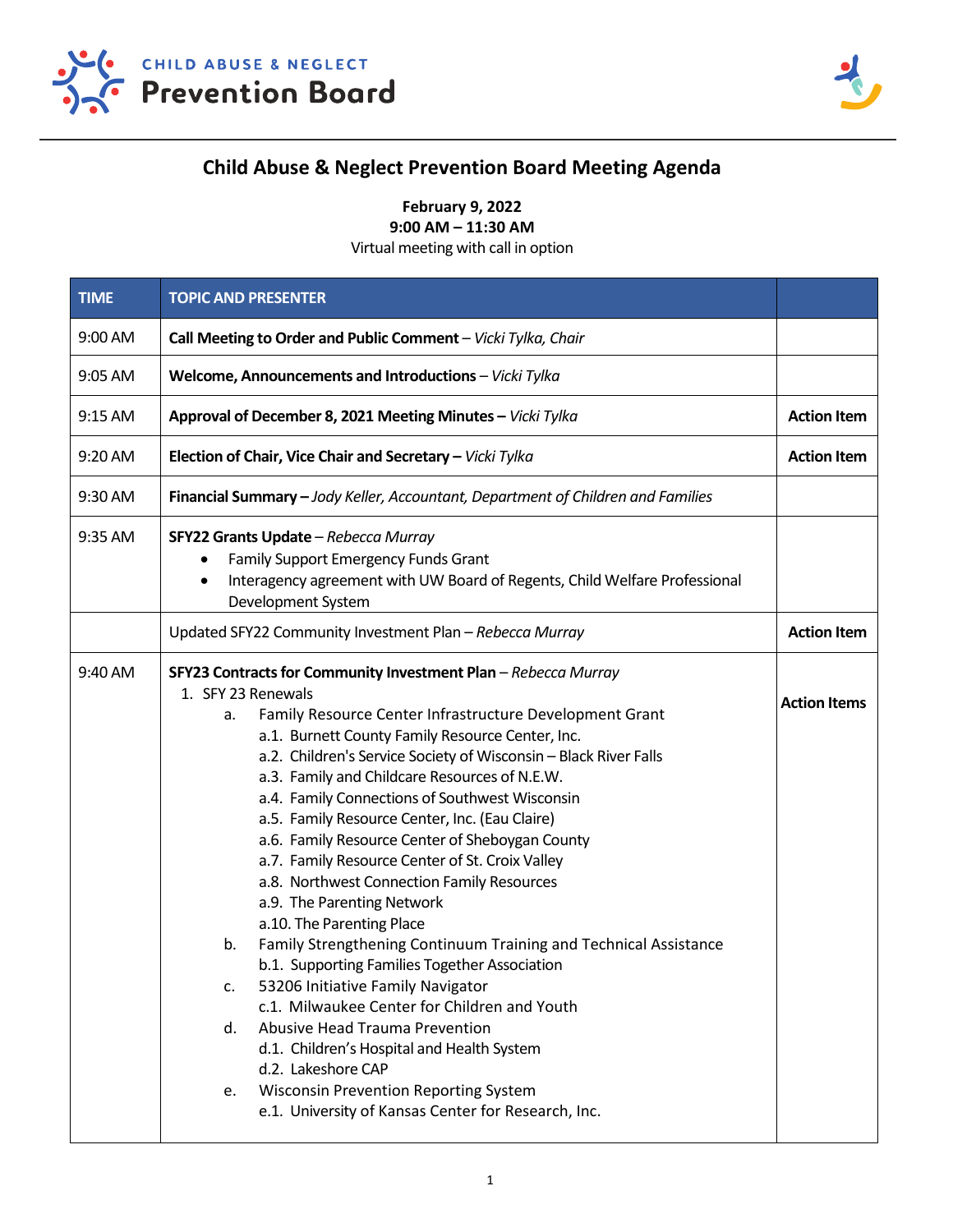CHILD ABUSE & NEGLECT **Prevention Board**

# Child Abuse & Neglect Prevention Board Meeting Agenda

**February 9, 2022**
**9:00 AM – 11:30 AM**
Virtual meeting with call in option

| TIME | TOPIC AND PRESENTER | |
|---|---|---|
| 9:00 AM | **Call Meeting to Order and Public Comment** – *Vicki Tylka, Chair* | |
| 9:05 AM | **Welcome, Announcements and Introductions** – *Vicki Tylka* | |
| 9:15 AM | **Approval of December 8, 2021 Meeting Minutes –** *Vicki Tylka* | **Action Item** |
| 9:20 AM | **Election of Chair, Vice Chair and Secretary –** *Vicki Tylka* | **Action Item** |
| 9:30 AM | **Financial Summary –** *Jody Keller, Accountant, Department of Children and Families* | |
| 9:35 AM | **SFY22 Grants Update** – *Rebecca Murray*<br>• Family Support Emergency Funds Grant<br>• Interagency agreement with UW Board of Regents, Child Welfare Professional Development System | |
| | Updated SFY22 Community Investment Plan – *Rebecca Murray* | **Action Item** |
| 9:40 AM | **SFY23 Contracts for Community Investment Plan** – *Rebecca Murray*<br>1. SFY 23 Renewals<br>a. Family Resource Center Infrastructure Development Grant<br>a.1. Burnett County Family Resource Center, Inc.<br>a.2. Children's Service Society of Wisconsin – Black River Falls<br>a.3. Family and Childcare Resources of N.E.W.<br>a.4. Family Connections of Southwest Wisconsin<br>a.5. Family Resource Center, Inc. (Eau Claire)<br>a.6. Family Resource Center of Sheboygan County<br>a.7. Family Resource Center of St. Croix Valley<br>a.8. Northwest Connection Family Resources<br>a.9. The Parenting Network<br>a.10. The Parenting Place<br>b. Family Strengthening Continuum Training and Technical Assistance<br>b.1. Supporting Families Together Association<br>c. 53206 Initiative Family Navigator<br>c.1. Milwaukee Center for Children and Youth<br>d. Abusive Head Trauma Prevention<br>d.1. Children's Hospital and Health System<br>d.2. Lakeshore CAP<br>e. Wisconsin Prevention Reporting System<br>e.1. University of Kansas Center for Research, Inc. | **Action Items** |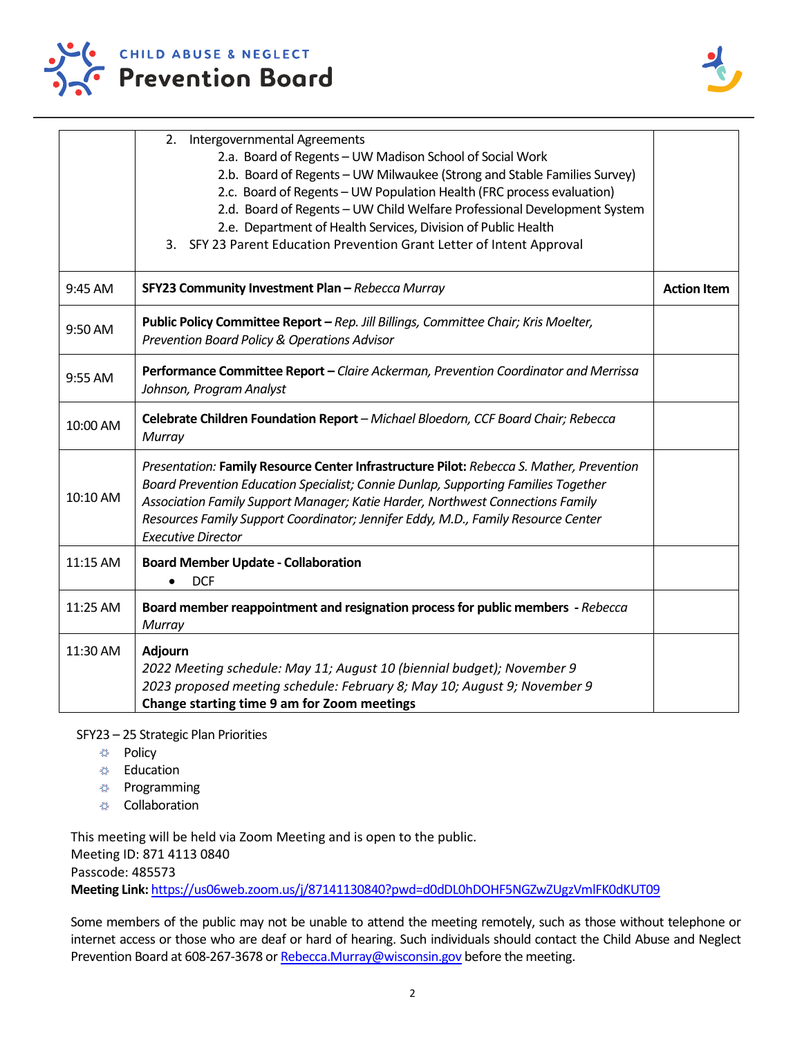# CHILD ABUSE & NEGLECT Prevention Board

| | | |
|---|---|---|
| | 2. Intergovernmental Agreements<br>2.a. Board of Regents – UW Madison School of Social Work<br>2.b. Board of Regents – UW Milwaukee (Strong and Stable Families Survey)<br>2.c. Board of Regents – UW Population Health (FRC process evaluation)<br>2.d. Board of Regents – UW Child Welfare Professional Development System<br>2.e. Department of Health Services, Division of Public Health<br>3. SFY 23 Parent Education Prevention Grant Letter of Intent Approval | |
| 9:45 AM | **SFY23 Community Investment Plan –** *Rebecca Murray* | **Action Item** |
| 9:50 AM | **Public Policy Committee Report –** *Rep. Jill Billings, Committee Chair; Kris Moelter, Prevention Board Policy & Operations Advisor* | |
| 9:55 AM | **Performance Committee Report –** *Claire Ackerman, Prevention Coordinator and Merrissa Johnson, Program Analyst* | |
| 10:00 AM | **Celebrate Children Foundation Report** – *Michael Bloedorn, CCF Board Chair; Rebecca Murray* | |
| 10:10 AM | *Presentation:* **Family Resource Center Infrastructure Pilot:** *Rebecca S. Mather, Prevention Board Prevention Education Specialist; Connie Dunlap, Supporting Families Together Association Family Support Manager; Katie Harder, Northwest Connections Family Resources Family Support Coordinator; Jennifer Eddy, M.D., Family Resource Center Executive Director* | |
| 11:15 AM | **Board Member Update - Collaboration**<br>• DCF | |
| 11:25 AM | **Board member reappointment and resignation process for public members -** *Rebecca Murray* | |
| 11:30 AM | **Adjourn**<br>*2022 Meeting schedule: May 11; August 10 (biennial budget); November 9*<br>*2023 proposed meeting schedule: February 8; May 10; August 9; November 9*<br>**Change starting time 9 am for Zoom meetings** | |

SFY23 – 25 Strategic Plan Priorities

- Policy
- Education
- Programming
- Collaboration

This meeting will be held via Zoom Meeting and is open to the public.
Meeting ID: 871 4113 0840
Passcode: 485573
**Meeting Link:** https://us06web.zoom.us/j/87141130840?pwd=d0dDL0hDOHF5NGZwZUgzVmlFK0dKUT09

Some members of the public may not be unable to attend the meeting remotely, such as those without telephone or internet access or those who are deaf or hard of hearing. Such individuals should contact the Child Abuse and Neglect Prevention Board at 608-267-3678 or Rebecca.Murray@wisconsin.gov before the meeting.